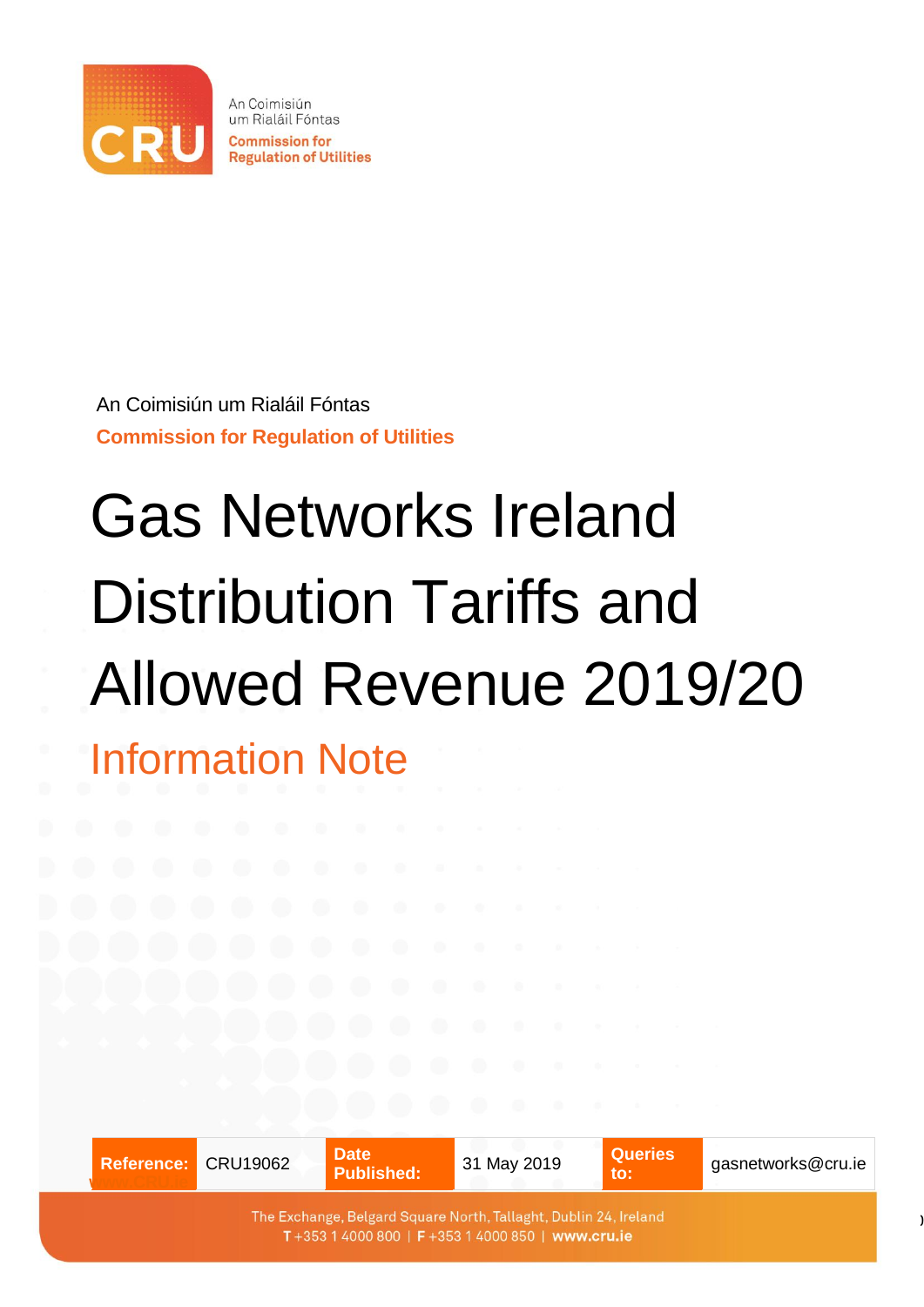An Coimisiún um Rialáil Fóntas

**Commission for Regulation of Utilities**

# Gas Networks Ireland Distribution Tariffs and Allowed Revenue 2019/20

## Information Note

| | | | | | |
|---|---|---|---|---|---|
| **Reference:** | CRU19062 | **Date Published:** | 31 May 2019 | **Queries to:** | gasnetworks@cru.ie |

The Exchange, Belgard Square North, Tallaght, Dublin 24, Ireland
T +353 1 4000 800 | F +353 1 4000 850 | www.cru.ie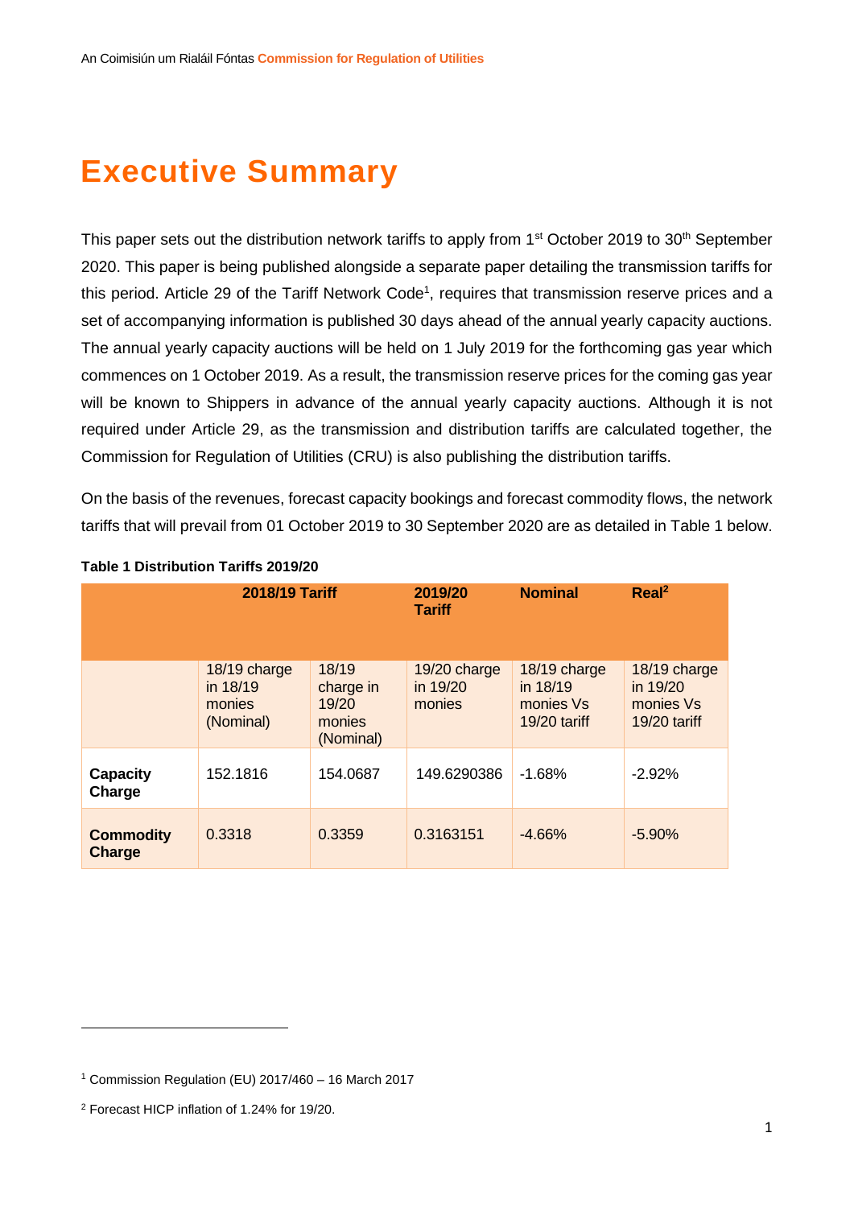# Executive Summary

This paper sets out the distribution network tariffs to apply from 1st October 2019 to 30th September 2020. This paper is being published alongside a separate paper detailing the transmission tariffs for this period. Article 29 of the Tariff Network Code[1], requires that transmission reserve prices and a set of accompanying information is published 30 days ahead of the annual yearly capacity auctions. The annual yearly capacity auctions will be held on 1 July 2019 for the forthcoming gas year which commences on 1 October 2019. As a result, the transmission reserve prices for the coming gas year will be known to Shippers in advance of the annual yearly capacity auctions. Although it is not required under Article 29, as the transmission and distribution tariffs are calculated together, the Commission for Regulation of Utilities (CRU) is also publishing the distribution tariffs.

On the basis of the revenues, forecast capacity bookings and forecast commodity flows, the network tariffs that will prevail from 01 October 2019 to 30 September 2020 are as detailed in Table 1 below.

**Table 1 Distribution Tariffs 2019/20**

| | 2018/19 Tariff | | 2019/20 Tariff | Nominal | Real[2] |
|---|---|---|---|---|---|
| | 18/19 charge in 18/19 monies (Nominal) | 18/19 charge in 19/20 monies (Nominal) | 19/20 charge in 19/20 monies | 18/19 charge in 18/19 monies Vs 19/20 tariff | 18/19 charge in 19/20 monies Vs 19/20 tariff |
| **Capacity Charge** | 152.1816 | 154.0687 | 149.6290386 | -1.68% | -2.92% |
| **Commodity Charge** | 0.3318 | 0.3359 | 0.3163151 | -4.66% | -5.90% |

[1] Commission Regulation (EU) 2017/460 – 16 March 2017

[2] Forecast HICP inflation of 1.24% for 19/20.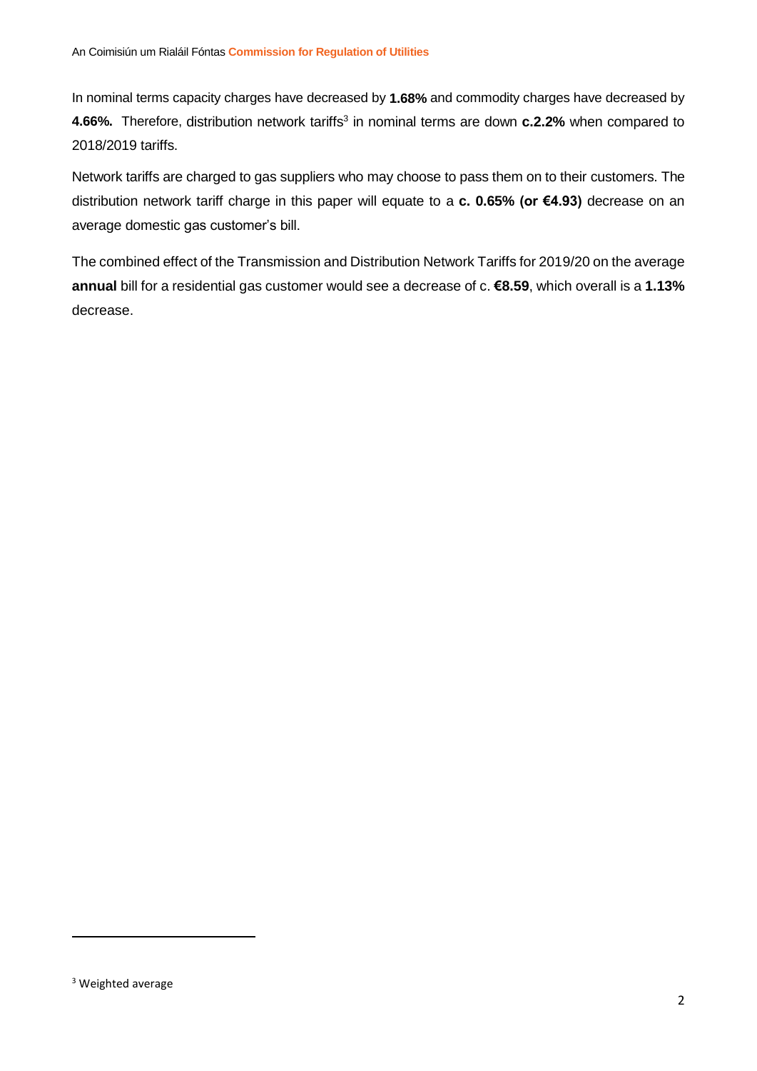In nominal terms capacity charges have decreased by **1.68%** and commodity charges have decreased by **4.66%.** Therefore, distribution network tariffs[3] in nominal terms are down **c.2.2%** when compared to 2018/2019 tariffs.

Network tariffs are charged to gas suppliers who may choose to pass them on to their customers. The distribution network tariff charge in this paper will equate to a **c. 0.65% (or €4.93)** decrease on an average domestic gas customer's bill.

The combined effect of the Transmission and Distribution Network Tariffs for 2019/20 on the average **annual** bill for a residential gas customer would see a decrease of c. **€8.59**, which overall is a **1.13%** decrease.

[3] Weighted average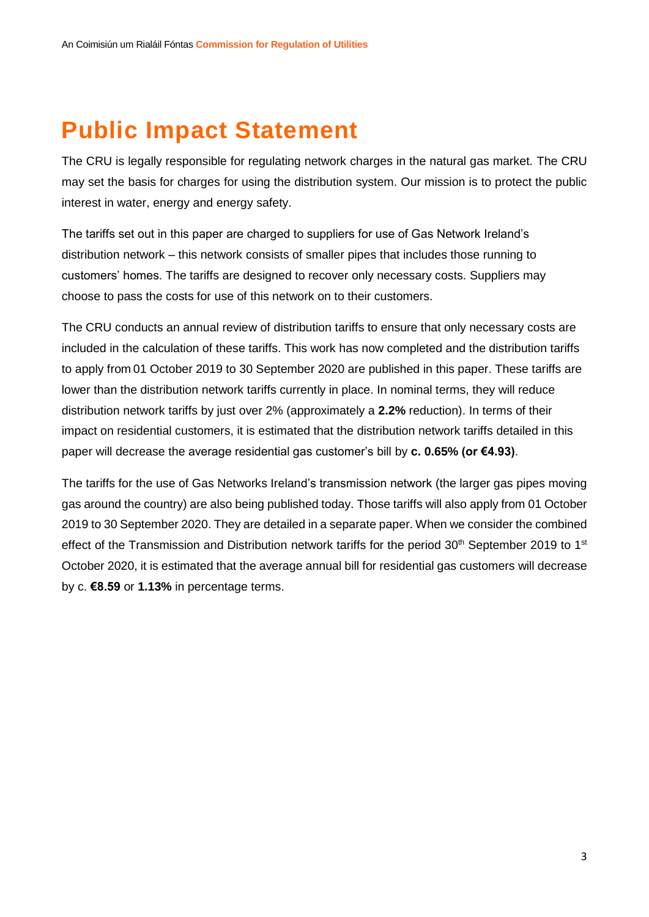# Public Impact Statement

The CRU is legally responsible for regulating network charges in the natural gas market. The CRU may set the basis for charges for using the distribution system. Our mission is to protect the public interest in water, energy and energy safety.

The tariffs set out in this paper are charged to suppliers for use of Gas Network Ireland's distribution network – this network consists of smaller pipes that includes those running to customers' homes. The tariffs are designed to recover only necessary costs. Suppliers may choose to pass the costs for use of this network on to their customers.

The CRU conducts an annual review of distribution tariffs to ensure that only necessary costs are included in the calculation of these tariffs. This work has now completed and the distribution tariffs to apply from 01 October 2019 to 30 September 2020 are published in this paper. These tariffs are lower than the distribution network tariffs currently in place. In nominal terms, they will reduce distribution network tariffs by just over 2% (approximately a **2.2%** reduction). In terms of their impact on residential customers, it is estimated that the distribution network tariffs detailed in this paper will decrease the average residential gas customer's bill by **c. 0.65% (or €4.93)**.

The tariffs for the use of Gas Networks Ireland's transmission network (the larger gas pipes moving gas around the country) are also being published today. Those tariffs will also apply from 01 October 2019 to 30 September 2020. They are detailed in a separate paper. When we consider the combined effect of the Transmission and Distribution network tariffs for the period 30th September 2019 to 1st October 2020, it is estimated that the average annual bill for residential gas customers will decrease by c. **€8.59** or **1.13%** in percentage terms.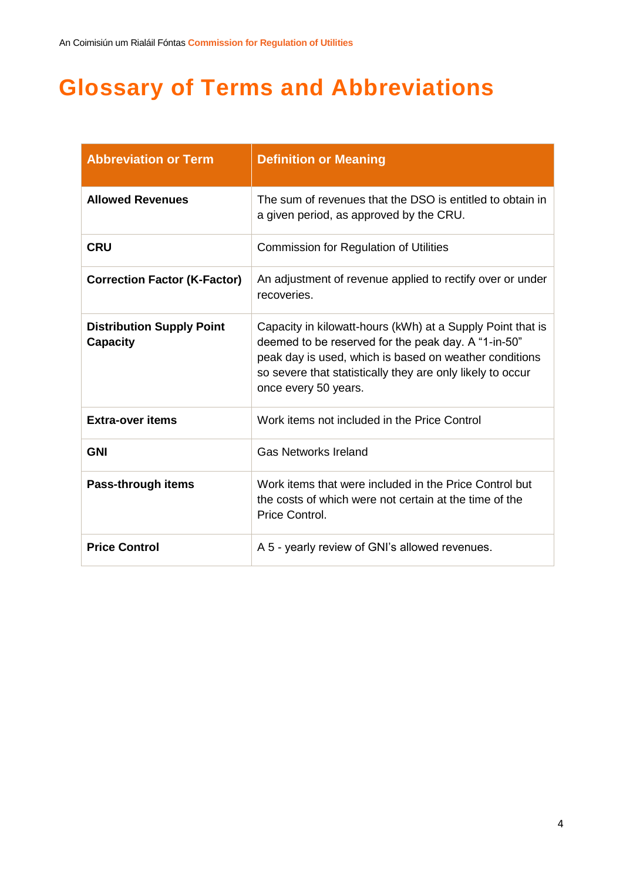# Glossary of Terms and Abbreviations

| Abbreviation or Term | Definition or Meaning |
|---|---|
| **Allowed Revenues** | The sum of revenues that the DSO is entitled to obtain in a given period, as approved by the CRU. |
| **CRU** | Commission for Regulation of Utilities |
| **Correction Factor (K-Factor)** | An adjustment of revenue applied to rectify over or under recoveries. |
| **Distribution Supply Point Capacity** | Capacity in kilowatt-hours (kWh) at a Supply Point that is deemed to be reserved for the peak day. A "1-in-50" peak day is used, which is based on weather conditions so severe that statistically they are only likely to occur once every 50 years. |
| **Extra-over items** | Work items not included in the Price Control |
| **GNI** | Gas Networks Ireland |
| **Pass-through items** | Work items that were included in the Price Control but the costs of which were not certain at the time of the Price Control. |
| **Price Control** | A 5 - yearly review of GNI's allowed revenues. |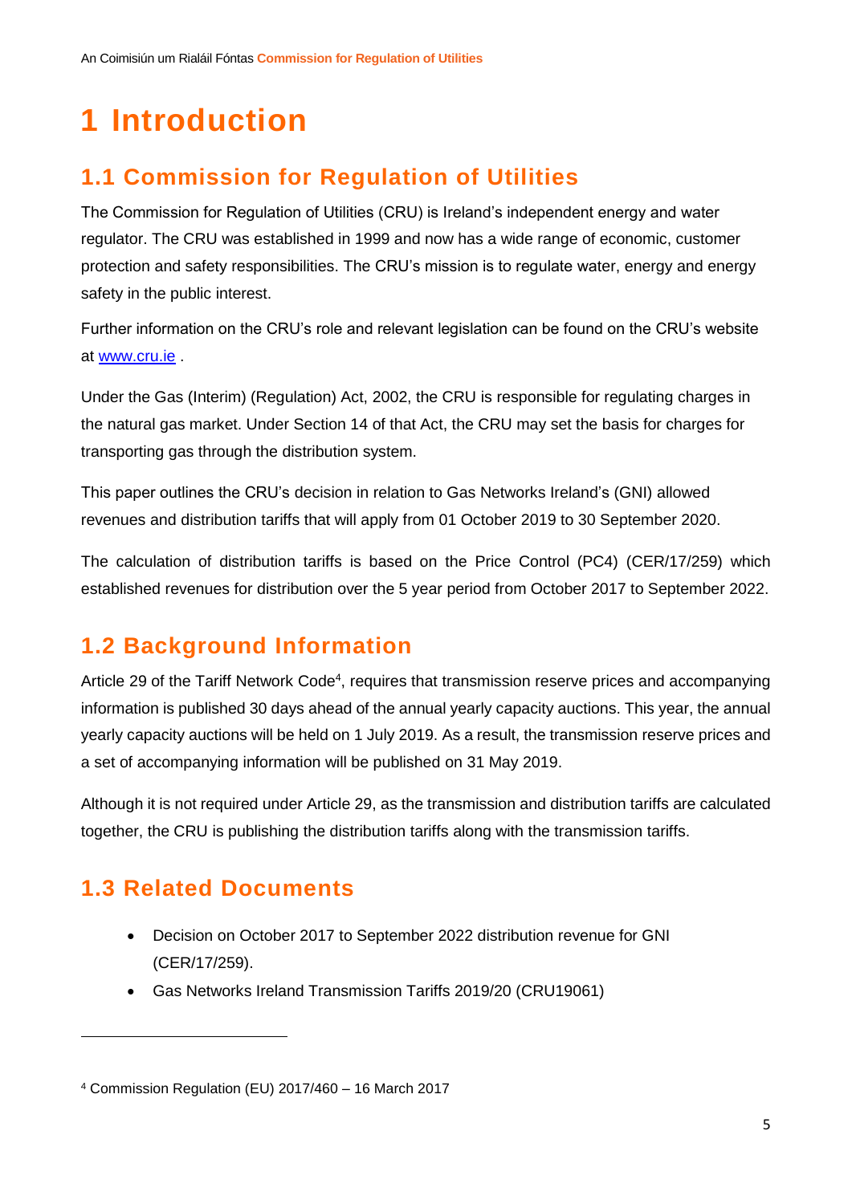# 1 Introduction

## 1.1 Commission for Regulation of Utilities

The Commission for Regulation of Utilities (CRU) is Ireland's independent energy and water regulator. The CRU was established in 1999 and now has a wide range of economic, customer protection and safety responsibilities. The CRU's mission is to regulate water, energy and energy safety in the public interest.

Further information on the CRU's role and relevant legislation can be found on the CRU's website at [www.cru.ie](www.cru.ie) .

Under the Gas (Interim) (Regulation) Act, 2002, the CRU is responsible for regulating charges in the natural gas market. Under Section 14 of that Act, the CRU may set the basis for charges for transporting gas through the distribution system.

This paper outlines the CRU's decision in relation to Gas Networks Ireland's (GNI) allowed revenues and distribution tariffs that will apply from 01 October 2019 to 30 September 2020.

The calculation of distribution tariffs is based on the Price Control (PC4) (CER/17/259) which established revenues for distribution over the 5 year period from October 2017 to September 2022.

## 1.2 Background Information

Article 29 of the Tariff Network Code[4], requires that transmission reserve prices and accompanying information is published 30 days ahead of the annual yearly capacity auctions. This year, the annual yearly capacity auctions will be held on 1 July 2019. As a result, the transmission reserve prices and a set of accompanying information will be published on 31 May 2019.

Although it is not required under Article 29, as the transmission and distribution tariffs are calculated together, the CRU is publishing the distribution tariffs along with the transmission tariffs.

## 1.3 Related Documents

- Decision on October 2017 to September 2022 distribution revenue for GNI (CER/17/259).
- Gas Networks Ireland Transmission Tariffs 2019/20 (CRU19061)

---

[4] Commission Regulation (EU) 2017/460 – 16 March 2017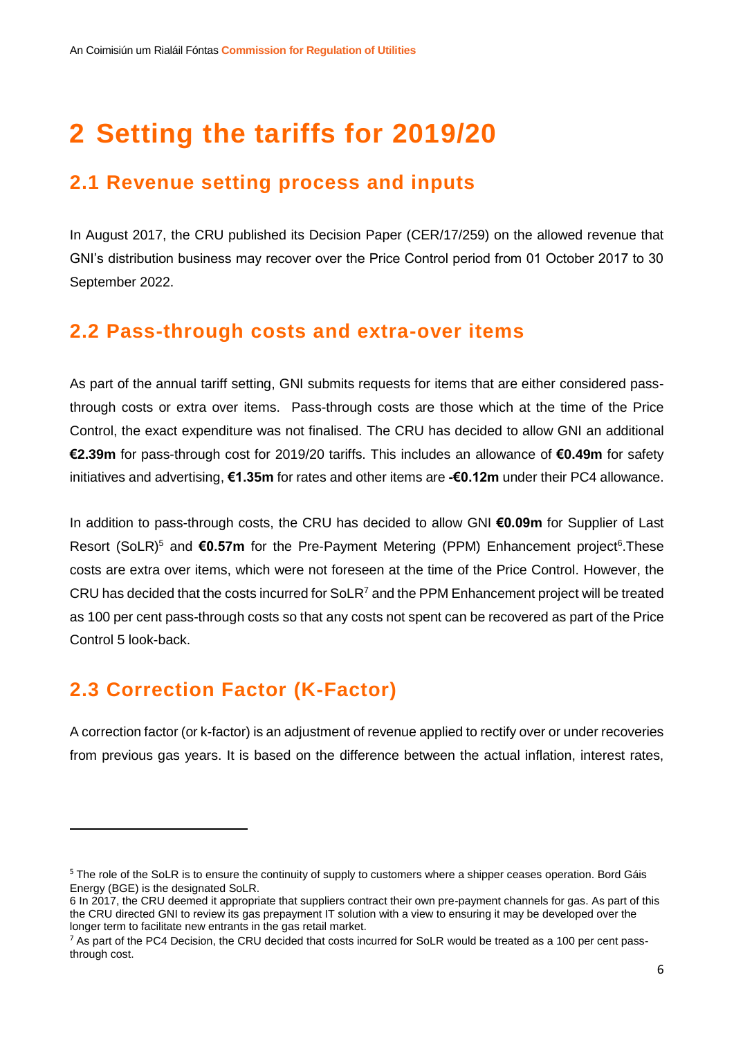# 2 Setting the tariffs for 2019/20

## 2.1 Revenue setting process and inputs

In August 2017, the CRU published its Decision Paper (CER/17/259) on the allowed revenue that GNI's distribution business may recover over the Price Control period from 01 October 2017 to 30 September 2022.

## 2.2 Pass-through costs and extra-over items

As part of the annual tariff setting, GNI submits requests for items that are either considered pass-through costs or extra over items. Pass-through costs are those which at the time of the Price Control, the exact expenditure was not finalised. The CRU has decided to allow GNI an additional **€2.39m** for pass-through cost for 2019/20 tariffs. This includes an allowance of **€0.49m** for safety initiatives and advertising, **€1.35m** for rates and other items are **-€0.12m** under their PC4 allowance.

In addition to pass-through costs, the CRU has decided to allow GNI **€0.09m** for Supplier of Last Resort (SoLR)[5] and **€0.57m** for the Pre-Payment Metering (PPM) Enhancement project[6].These costs are extra over items, which were not foreseen at the time of the Price Control. However, the CRU has decided that the costs incurred for SoLR[7] and the PPM Enhancement project will be treated as 100 per cent pass-through costs so that any costs not spent can be recovered as part of the Price Control 5 look-back.

## 2.3 Correction Factor (K-Factor)

A correction factor (or k-factor) is an adjustment of revenue applied to rectify over or under recoveries from previous gas years. It is based on the difference between the actual inflation, interest rates,

---

[5] The role of the SoLR is to ensure the continuity of supply to customers where a shipper ceases operation. Bord Gáis Energy (BGE) is the designated SoLR.

6 In 2017, the CRU deemed it appropriate that suppliers contract their own pre-payment channels for gas. As part of this the CRU directed GNI to review its gas prepayment IT solution with a view to ensuring it may be developed over the longer term to facilitate new entrants in the gas retail market.

[7] As part of the PC4 Decision, the CRU decided that costs incurred for SoLR would be treated as a 100 per cent pass-through cost.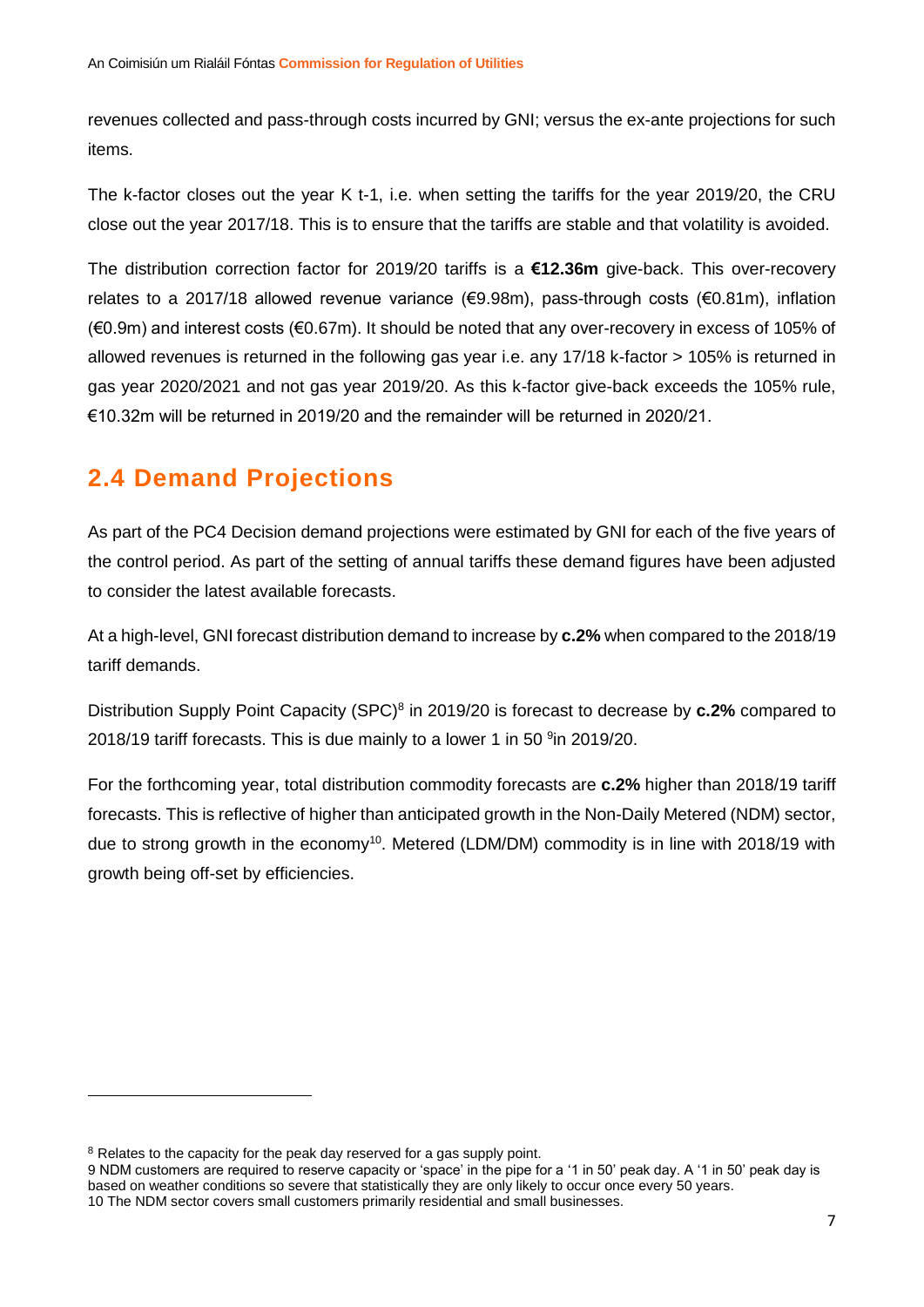revenues collected and pass-through costs incurred by GNI; versus the ex-ante projections for such items.

The k-factor closes out the year K t-1, i.e. when setting the tariffs for the year 2019/20, the CRU close out the year 2017/18. This is to ensure that the tariffs are stable and that volatility is avoided.

The distribution correction factor for 2019/20 tariffs is a **€12.36m** give-back. This over-recovery relates to a 2017/18 allowed revenue variance (€9.98m), pass-through costs (€0.81m), inflation (€0.9m) and interest costs (€0.67m). It should be noted that any over-recovery in excess of 105% of allowed revenues is returned in the following gas year i.e. any 17/18 k-factor > 105% is returned in gas year 2020/2021 and not gas year 2019/20. As this k-factor give-back exceeds the 105% rule, €10.32m will be returned in 2019/20 and the remainder will be returned in 2020/21.

## 2.4 Demand Projections

As part of the PC4 Decision demand projections were estimated by GNI for each of the five years of the control period. As part of the setting of annual tariffs these demand figures have been adjusted to consider the latest available forecasts.

At a high-level, GNI forecast distribution demand to increase by **c.2%** when compared to the 2018/19 tariff demands.

Distribution Supply Point Capacity (SPC)[8] in 2019/20 is forecast to decrease by **c.2%** compared to 2018/19 tariff forecasts. This is due mainly to a lower 1 in 50 [9]in 2019/20.

For the forthcoming year, total distribution commodity forecasts are **c.2%** higher than 2018/19 tariff forecasts. This is reflective of higher than anticipated growth in the Non-Daily Metered (NDM) sector, due to strong growth in the economy[10]. Metered (LDM/DM) commodity is in line with 2018/19 with growth being off-set by efficiencies.

[8] Relates to the capacity for the peak day reserved for a gas supply point.

9 NDM customers are required to reserve capacity or 'space' in the pipe for a '1 in 50' peak day. A '1 in 50' peak day is based on weather conditions so severe that statistically they are only likely to occur once every 50 years.

10 The NDM sector covers small customers primarily residential and small businesses.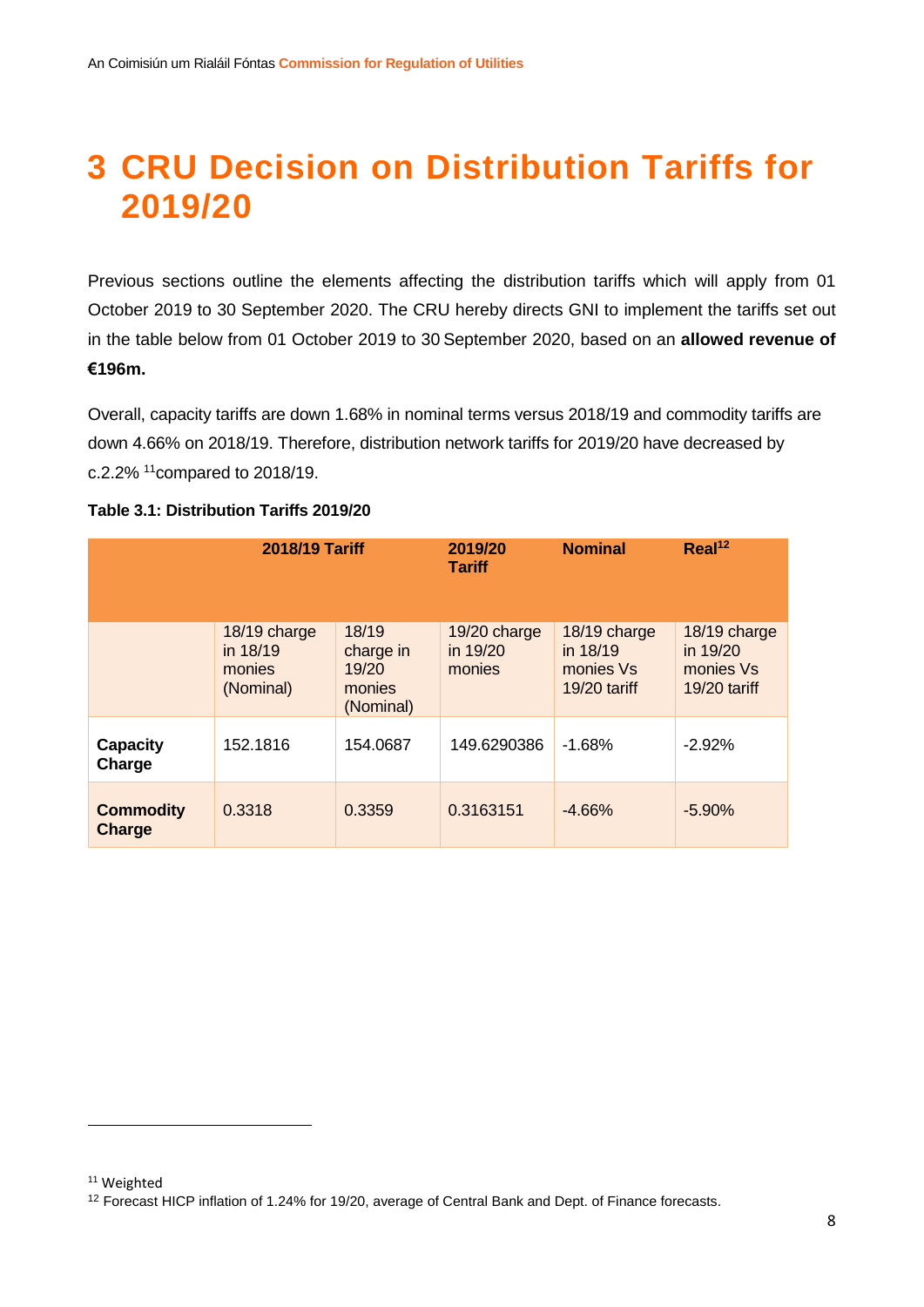# 3 CRU Decision on Distribution Tariffs for 2019/20

Previous sections outline the elements affecting the distribution tariffs which will apply from 01 October 2019 to 30 September 2020. The CRU hereby directs GNI to implement the tariffs set out in the table below from 01 October 2019 to 30 September 2020, based on an **allowed revenue of €196m.**

Overall, capacity tariffs are down 1.68% in nominal terms versus 2018/19 and commodity tariffs are down 4.66% on 2018/19. Therefore, distribution network tariffs for 2019/20 have decreased by c.2.2% [11]compared to 2018/19.

**Table 3.1: Distribution Tariffs 2019/20**

| | 2018/19 Tariff | | 2019/20 Tariff | Nominal | Real[12] |
|---|---|---|---|---|---|
| | 18/19 charge in 18/19 monies (Nominal) | 18/19 charge in 19/20 monies (Nominal) | 19/20 charge in 19/20 monies | 18/19 charge in 18/19 monies Vs 19/20 tariff | 18/19 charge in 19/20 monies Vs 19/20 tariff |
| **Capacity Charge** | 152.1816 | 154.0687 | 149.6290386 | -1.68% | -2.92% |
| **Commodity Charge** | 0.3318 | 0.3359 | 0.3163151 | -4.66% | -5.90% |

[11] Weighted

[12] Forecast HICP inflation of 1.24% for 19/20, average of Central Bank and Dept. of Finance forecasts.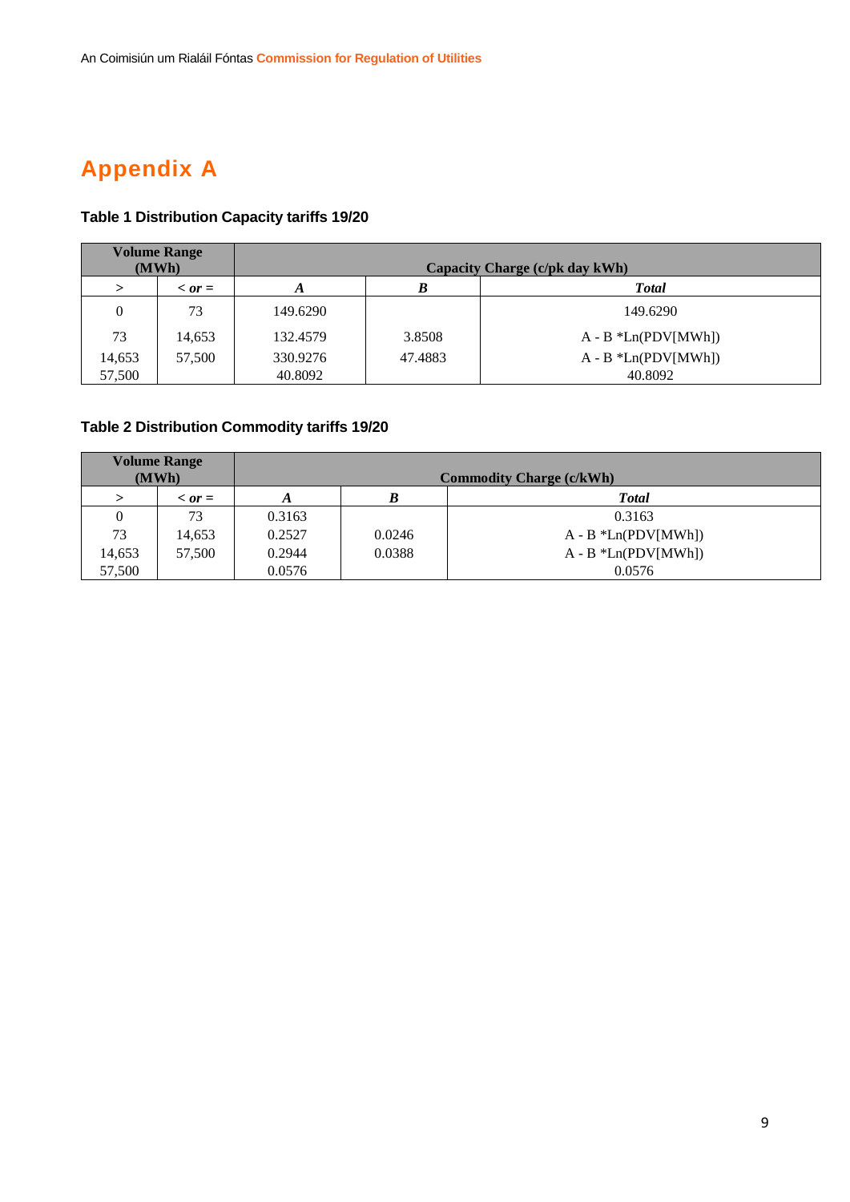# Appendix A

### Table 1 Distribution Capacity tariffs 19/20

| Volume Range (MWh) | | Capacity Charge (c/pk day kWh) | | |
|---|---|---|---|---|
| > | < or = | *A* | *B* | *Total* |
| 0 | 73 | 149.6290 | | 149.6290 |
| 73 | 14,653 | 132.4579 | 3.8508 | A - B *Ln(PDV[MWh]) |
| 14,653 | 57,500 | 330.9276 | 47.4883 | A - B *Ln(PDV[MWh]) |
| 57,500 | | 40.8092 | | 40.8092 |

### Table 2 Distribution Commodity tariffs 19/20

| Volume Range (MWh) | | Commodity Charge (c/kWh) | | |
|---|---|---|---|---|
| > | < or = | *A* | *B* | *Total* |
| 0 | 73 | 0.3163 | | 0.3163 |
| 73 | 14,653 | 0.2527 | 0.0246 | A - B *Ln(PDV[MWh]) |
| 14,653 | 57,500 | 0.2944 | 0.0388 | A - B *Ln(PDV[MWh]) |
| 57,500 | | 0.0576 | | 0.0576 |